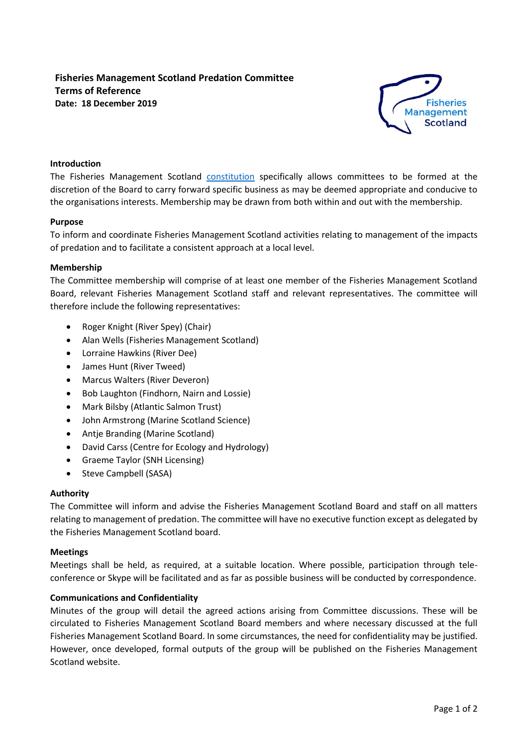**Fisheries Management Scotland Predation Committee**
**Terms of Reference**
**Date: 18 December 2019**

## Introduction

The Fisheries Management Scotland constitution specifically allows committees to be formed at the discretion of the Board to carry forward specific business as may be deemed appropriate and conducive to the organisations interests. Membership may be drawn from both within and out with the membership.

## Purpose

To inform and coordinate Fisheries Management Scotland activities relating to management of the impacts of predation and to facilitate a consistent approach at a local level.

## Membership

The Committee membership will comprise of at least one member of the Fisheries Management Scotland Board, relevant Fisheries Management Scotland staff and relevant representatives. The committee will therefore include the following representatives:

- Roger Knight (River Spey) (Chair)
- Alan Wells (Fisheries Management Scotland)
- Lorraine Hawkins (River Dee)
- James Hunt (River Tweed)
- Marcus Walters (River Deveron)
- Bob Laughton (Findhorn, Nairn and Lossie)
- Mark Bilsby (Atlantic Salmon Trust)
- John Armstrong (Marine Scotland Science)
- Antje Branding (Marine Scotland)
- David Carss (Centre for Ecology and Hydrology)
- Graeme Taylor (SNH Licensing)
- Steve Campbell (SASA)

## Authority

The Committee will inform and advise the Fisheries Management Scotland Board and staff on all matters relating to management of predation. The committee will have no executive function except as delegated by the Fisheries Management Scotland board.

## Meetings

Meetings shall be held, as required, at a suitable location. Where possible, participation through tele-conference or Skype will be facilitated and as far as possible business will be conducted by correspondence.

## Communications and Confidentiality

Minutes of the group will detail the agreed actions arising from Committee discussions. These will be circulated to Fisheries Management Scotland Board members and where necessary discussed at the full Fisheries Management Scotland Board. In some circumstances, the need for confidentiality may be justified. However, once developed, formal outputs of the group will be published on the Fisheries Management Scotland website.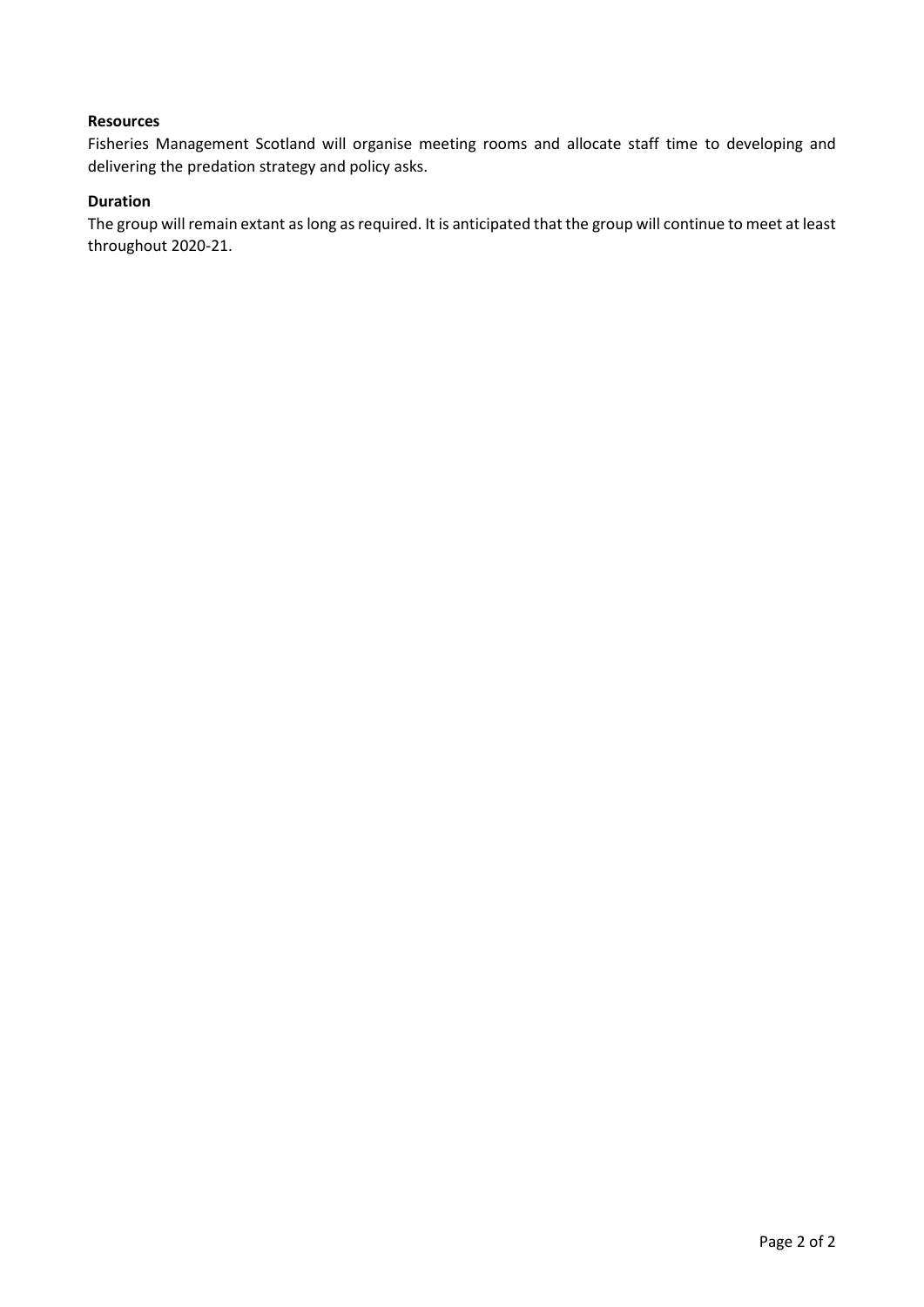**Resources**

Fisheries Management Scotland will organise meeting rooms and allocate staff time to developing and delivering the predation strategy and policy asks.

**Duration**

The group will remain extant as long as required. It is anticipated that the group will continue to meet at least throughout 2020-21.